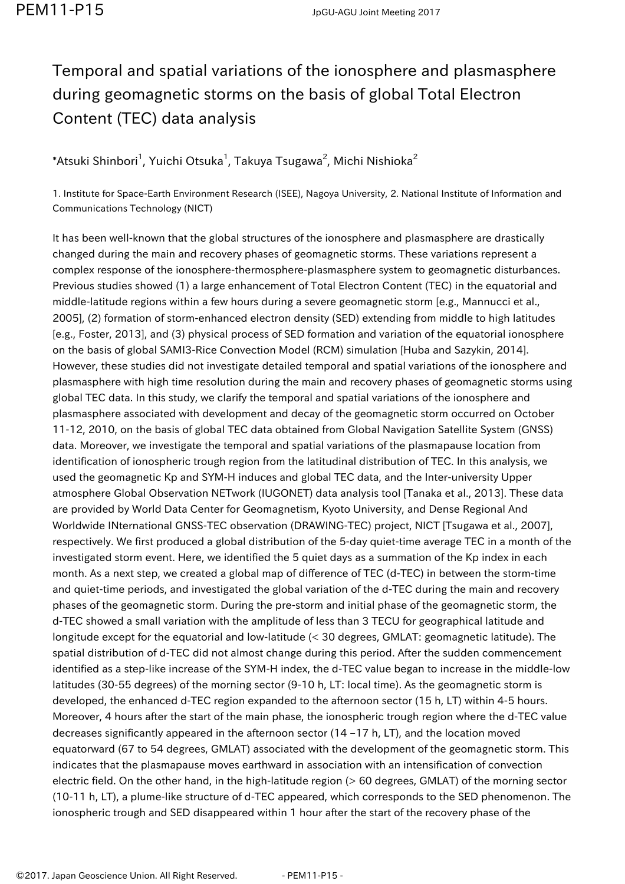# Temporal and spatial variations of the ionosphere and plasmasphere during geomagnetic storms on the basis of global Total Electron Content (TEC) data analysis

*Atsuki Shinbori[1], Yuichi Otsuka[1], Takuya Tsugawa[2], Michi Nishioka[2]

1. Institute for Space-Earth Environment Research (ISEE), Nagoya University, 2. National Institute of Information and Communications Technology (NICT)

It has been well-known that the global structures of the ionosphere and plasmasphere are drastically changed during the main and recovery phases of geomagnetic storms. These variations represent a complex response of the ionosphere-thermosphere-plasmasphere system to geomagnetic disturbances. Previous studies showed (1) a large enhancement of Total Electron Content (TEC) in the equatorial and middle-latitude regions within a few hours during a severe geomagnetic storm [e.g., Mannucci et al., 2005], (2) formation of storm-enhanced electron density (SED) extending from middle to high latitudes [e.g., Foster, 2013], and (3) physical process of SED formation and variation of the equatorial ionosphere on the basis of global SAMI3-Rice Convection Model (RCM) simulation [Huba and Sazykin, 2014]. However, these studies did not investigate detailed temporal and spatial variations of the ionosphere and plasmasphere with high time resolution during the main and recovery phases of geomagnetic storms using global TEC data. In this study, we clarify the temporal and spatial variations of the ionosphere and plasmasphere associated with development and decay of the geomagnetic storm occurred on October 11-12, 2010, on the basis of global TEC data obtained from Global Navigation Satellite System (GNSS) data. Moreover, we investigate the temporal and spatial variations of the plasmapause location from identification of ionospheric trough region from the latitudinal distribution of TEC. In this analysis, we used the geomagnetic Kp and SYM-H induces and global TEC data, and the Inter-university Upper atmosphere Global Observation NETwork (IUGONET) data analysis tool [Tanaka et al., 2013]. These data are provided by World Data Center for Geomagnetism, Kyoto University, and Dense Regional And Worldwide INternational GNSS-TEC observation (DRAWING-TEC) project, NICT [Tsugawa et al., 2007], respectively. We first produced a global distribution of the 5-day quiet-time average TEC in a month of the investigated storm event. Here, we identified the 5 quiet days as a summation of the Kp index in each month. As a next step, we created a global map of difference of TEC (d-TEC) in between the storm-time and quiet-time periods, and investigated the global variation of the d-TEC during the main and recovery phases of the geomagnetic storm. During the pre-storm and initial phase of the geomagnetic storm, the d-TEC showed a small variation with the amplitude of less than 3 TECU for geographical latitude and longitude except for the equatorial and low-latitude (< 30 degrees, GMLAT: geomagnetic latitude). The spatial distribution of d-TEC did not almost change during this period. After the sudden commencement identified as a step-like increase of the SYM-H index, the d-TEC value began to increase in the middle-low latitudes (30-55 degrees) of the morning sector (9-10 h, LT: local time). As the geomagnetic storm is developed, the enhanced d-TEC region expanded to the afternoon sector (15 h, LT) within 4-5 hours. Moreover, 4 hours after the start of the main phase, the ionospheric trough region where the d-TEC value decreases significantly appeared in the afternoon sector (14 –17 h, LT), and the location moved equatorward (67 to 54 degrees, GMLAT) associated with the development of the geomagnetic storm. This indicates that the plasmapause moves earthward in association with an intensification of convection electric field. On the other hand, in the high-latitude region (> 60 degrees, GMLAT) of the morning sector (10-11 h, LT), a plume-like structure of d-TEC appeared, which corresponds to the SED phenomenon. The ionospheric trough and SED disappeared within 1 hour after the start of the recovery phase of the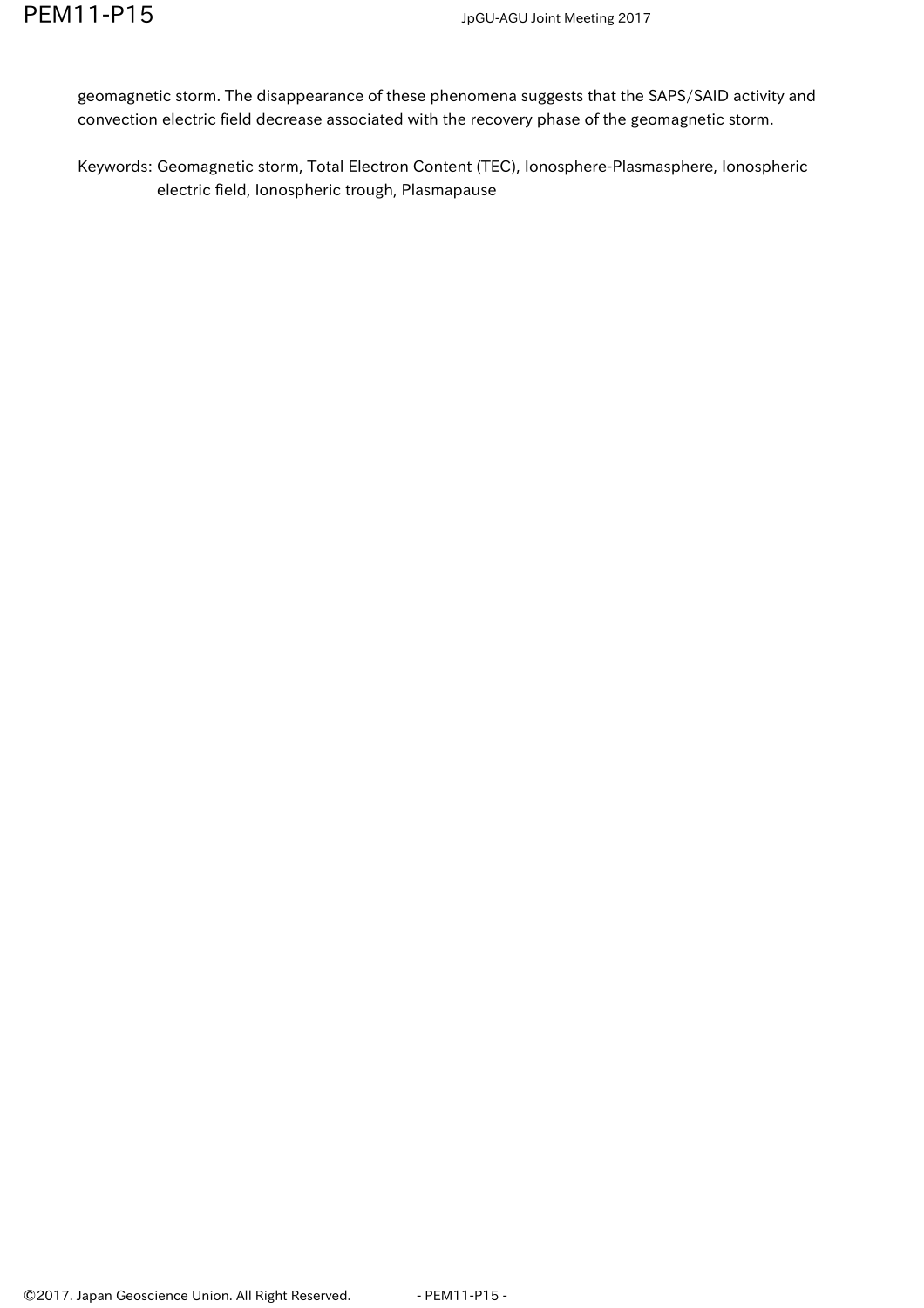geomagnetic storm. The disappearance of these phenomena suggests that the SAPS/SAID activity and convection electric field decrease associated with the recovery phase of the geomagnetic storm.

Keywords: Geomagnetic storm, Total Electron Content (TEC), Ionosphere-Plasmasphere, Ionospheric electric field, Ionospheric trough, Plasmapause